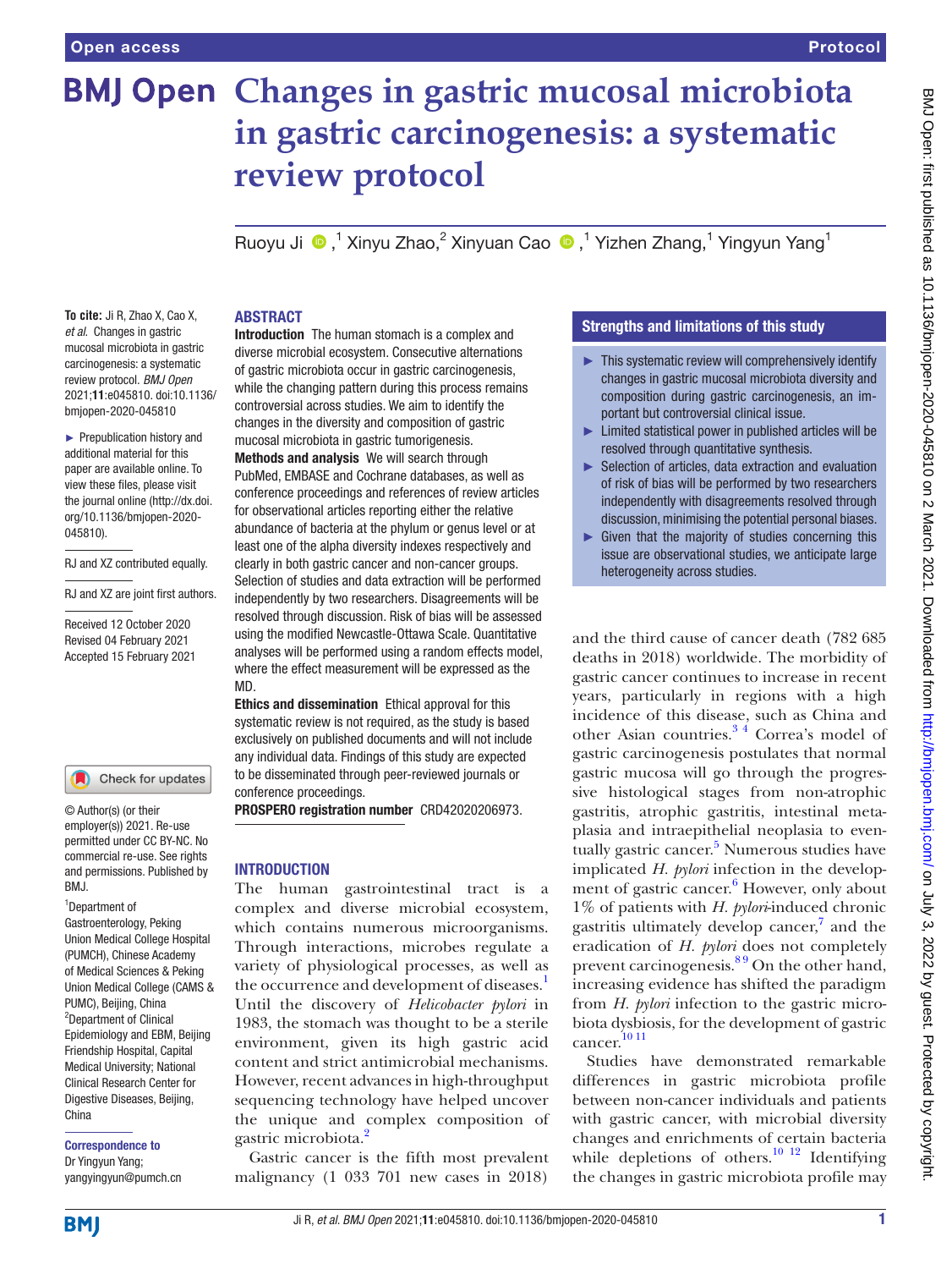# Changes in gastric mucosal microbiota in gastric carcinogenesis: a systematic review protocol

Ruoyu Ji,[1] Xinyu Zhao,[2] Xinyuan Cao,[1] Yizhen Zhang,[1] Yingyun Yang[1]

**To cite:** Ji R, Zhao X, Cao X, *et al*. Changes in gastric mucosal microbiota in gastric carcinogenesis: a systematic review protocol. *BMJ Open* 2021;**11**:e045810. doi:10.1136/bmjopen-2020-045810

► Prepublication history and additional material for this paper are available online. To view these files, please visit the journal online (http://dx.doi.org/10.1136/bmjopen-2020-045810).

RJ and XZ contributed equally.

RJ and XZ are joint first authors.

Received 12 October 2020
Revised 04 February 2021
Accepted 15 February 2021

© Author(s) (or their employer(s)) 2021. Re-use permitted under CC BY-NC. No commercial re-use. See rights and permissions. Published by BMJ.

[1]Department of Gastroenterology, Peking Union Medical College Hospital (PUMCH), Chinese Academy of Medical Sciences & Peking Union Medical College (CAMS & PUMC), Beijing, China
[2]Department of Clinical Epidemiology and EBM, Beijing Friendship Hospital, Capital Medical University; National Clinical Research Center for Digestive Diseases, Beijing, China

**Correspondence to**
Dr Yingyun Yang;
yangyingyun@pumch.cn

## ABSTRACT

**Introduction** The human stomach is a complex and diverse microbial ecosystem. Consecutive alternations of gastric microbiota occur in gastric carcinogenesis, while the changing pattern during this process remains controversial across studies. We aim to identify the changes in the diversity and composition of gastric mucosal microbiota in gastric tumorigenesis.

**Methods and analysis** We will search through PubMed, EMBASE and Cochrane databases, as well as conference proceedings and references of review articles for observational articles reporting either the relative abundance of bacteria at the phylum or genus level or at least one of the alpha diversity indexes respectively and clearly in both gastric cancer and non-cancer groups. Selection of studies and data extraction will be performed independently by two researchers. Disagreements will be resolved through discussion. Risk of bias will be assessed using the modified Newcastle-Ottawa Scale. Quantitative analyses will be performed using a random effects model, where the effect measurement will be expressed as the MD.

**Ethics and dissemination** Ethical approval for this systematic review is not required, as the study is based exclusively on published documents and will not include any individual data. Findings of this study are expected to be disseminated through peer-reviewed journals or conference proceedings.

**PROSPERO registration number** CRD42020206973.

## Strengths and limitations of this study

- ► This systematic review will comprehensively identify changes in gastric mucosal microbiota diversity and composition during gastric carcinogenesis, an important but controversial clinical issue.
- ► Limited statistical power in published articles will be resolved through quantitative synthesis.
- ► Selection of articles, data extraction and evaluation of risk of bias will be performed by two researchers independently with disagreements resolved through discussion, minimising the potential personal biases.
- ► Given that the majority of studies concerning this issue are observational studies, we anticipate large heterogeneity across studies.

## INTRODUCTION

The human gastrointestinal tract is a complex and diverse microbial ecosystem, which contains numerous microorganisms. Through interactions, microbes regulate a variety of physiological processes, as well as the occurrence and development of diseases.[1] Until the discovery of *Helicobacter pylori* in 1983, the stomach was thought to be a sterile environment, given its high gastric acid content and strict antimicrobial mechanisms. However, recent advances in high-throughput sequencing technology have helped uncover the unique and complex composition of gastric microbiota.[2]

Gastric cancer is the fifth most prevalent malignancy (1 033 701 new cases in 2018) and the third cause of cancer death (782 685 deaths in 2018) worldwide. The morbidity of gastric cancer continues to increase in recent years, particularly in regions with a high incidence of this disease, such as China and other Asian countries.[3,4] Correa's model of gastric carcinogenesis postulates that normal gastric mucosa will go through the progressive histological stages from non-atrophic gastritis, atrophic gastritis, intestinal metaplasia and intraepithelial neoplasia to eventually gastric cancer.[5] Numerous studies have implicated *H. pylori* infection in the development of gastric cancer.[6] However, only about 1% of patients with *H. pylori*-induced chronic gastritis ultimately develop cancer,[7] and the eradication of *H. pylori* does not completely prevent carcinogenesis.[8,9] On the other hand, increasing evidence has shifted the paradigm from *H. pylori* infection to the gastric microbiota dysbiosis, for the development of gastric cancer.[10,11]

Studies have demonstrated remarkable differences in gastric microbiota profile between non-cancer individuals and patients with gastric cancer, with microbial diversity changes and enrichments of certain bacteria while depletions of others.[10,12] Identifying the changes in gastric microbiota profile may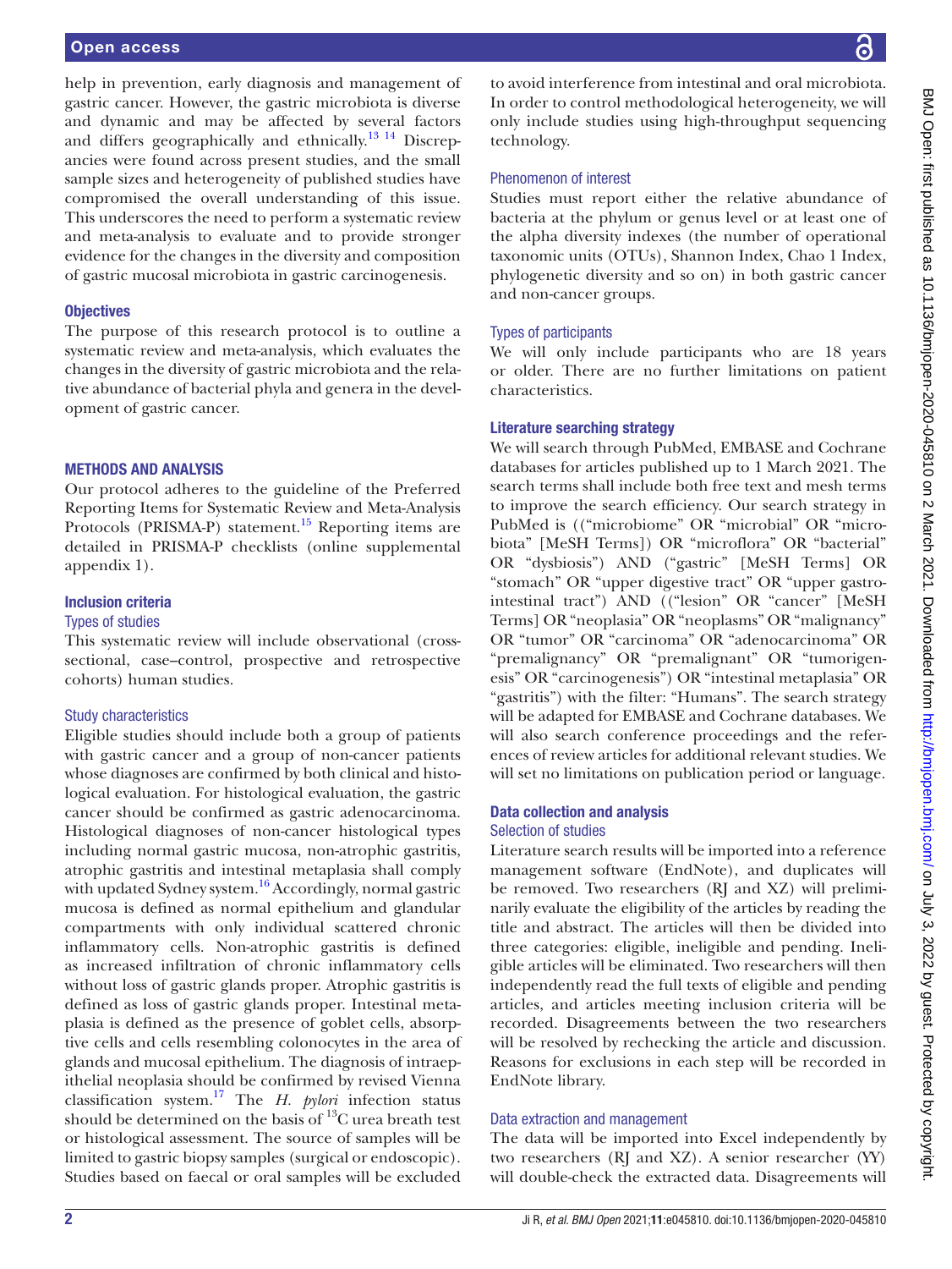help in prevention, early diagnosis and management of gastric cancer. However, the gastric microbiota is diverse and dynamic and may be affected by several factors and differs geographically and ethnically.[13 14] Discrepancies were found across present studies, and the small sample sizes and heterogeneity of published studies have compromised the overall understanding of this issue. This underscores the need to perform a systematic review and meta-analysis to evaluate and to provide stronger evidence for the changes in the diversity and composition of gastric mucosal microbiota in gastric carcinogenesis.

### Objectives

The purpose of this research protocol is to outline a systematic review and meta-analysis, which evaluates the changes in the diversity of gastric microbiota and the relative abundance of bacterial phyla and genera in the development of gastric cancer.

## METHODS AND ANALYSIS

Our protocol adheres to the guideline of the Preferred Reporting Items for Systematic Review and Meta-Analysis Protocols (PRISMA-P) statement.[15] Reporting items are detailed in PRISMA-P checklists (online supplemental appendix 1).

### Inclusion criteria

#### Types of studies

This systematic review will include observational (cross-sectional, case–control, prospective and retrospective cohorts) human studies.

#### Study characteristics

Eligible studies should include both a group of patients with gastric cancer and a group of non-cancer patients whose diagnoses are confirmed by both clinical and histological evaluation. For histological evaluation, the gastric cancer should be confirmed as gastric adenocarcinoma. Histological diagnoses of non-cancer histological types including normal gastric mucosa, non-atrophic gastritis, atrophic gastritis and intestinal metaplasia shall comply with updated Sydney system.[16] Accordingly, normal gastric mucosa is defined as normal epithelium and glandular compartments with only individual scattered chronic inflammatory cells. Non-atrophic gastritis is defined as increased infiltration of chronic inflammatory cells without loss of gastric glands proper. Atrophic gastritis is defined as loss of gastric glands proper. Intestinal metaplasia is defined as the presence of goblet cells, absorptive cells and cells resembling colonocytes in the area of glands and mucosal epithelium. The diagnosis of intraepithelial neoplasia should be confirmed by revised Vienna classification system.[17] The *H. pylori* infection status should be determined on the basis of $^{13}C$ urea breath test or histological assessment. The source of samples will be limited to gastric biopsy samples (surgical or endoscopic). Studies based on faecal or oral samples will be excluded to avoid interference from intestinal and oral microbiota. In order to control methodological heterogeneity, we will only include studies using high-throughput sequencing technology.

#### Phenomenon of interest

Studies must report either the relative abundance of bacteria at the phylum or genus level or at least one of the alpha diversity indexes (the number of operational taxonomic units (OTUs), Shannon Index, Chao 1 Index, phylogenetic diversity and so on) in both gastric cancer and non-cancer groups.

#### Types of participants

We will only include participants who are 18 years or older. There are no further limitations on patient characteristics.

### Literature searching strategy

We will search through PubMed, EMBASE and Cochrane databases for articles published up to 1 March 2021. The search terms shall include both free text and mesh terms to improve the search efficiency. Our search strategy in PubMed is ((“microbiome” OR “microbial” OR “microbiota” [MeSH Terms]) OR “microflora” OR “bacterial” OR “dysbiosis”) AND (“gastric” [MeSH Terms] OR “stomach” OR “upper digestive tract” OR “upper gastrointestinal tract”) AND ((“lesion” OR “cancer” [MeSH Terms] OR “neoplasia” OR “neoplasms” OR “malignancy” OR “tumor” OR “carcinoma” OR “adenocarcinoma” OR “premalignancy” OR “premalignant” OR “tumorigenesis” OR “carcinogenesis”) OR “intestinal metaplasia” OR “gastritis”) with the filter: “Humans”. The search strategy will be adapted for EMBASE and Cochrane databases. We will also search conference proceedings and the references of review articles for additional relevant studies. We will set no limitations on publication period or language.

### Data collection and analysis

#### Selection of studies

Literature search results will be imported into a reference management software (EndNote), and duplicates will be removed. Two researchers (RJ and XZ) will preliminarily evaluate the eligibility of the articles by reading the title and abstract. The articles will then be divided into three categories: eligible, ineligible and pending. Ineligible articles will be eliminated. Two researchers will then independently read the full texts of eligible and pending articles, and articles meeting inclusion criteria will be recorded. Disagreements between the two researchers will be resolved by rechecking the article and discussion. Reasons for exclusions in each step will be recorded in EndNote library.

#### Data extraction and management

The data will be imported into Excel independently by two researchers (RJ and XZ). A senior researcher (YY) will double-check the extracted data. Disagreements will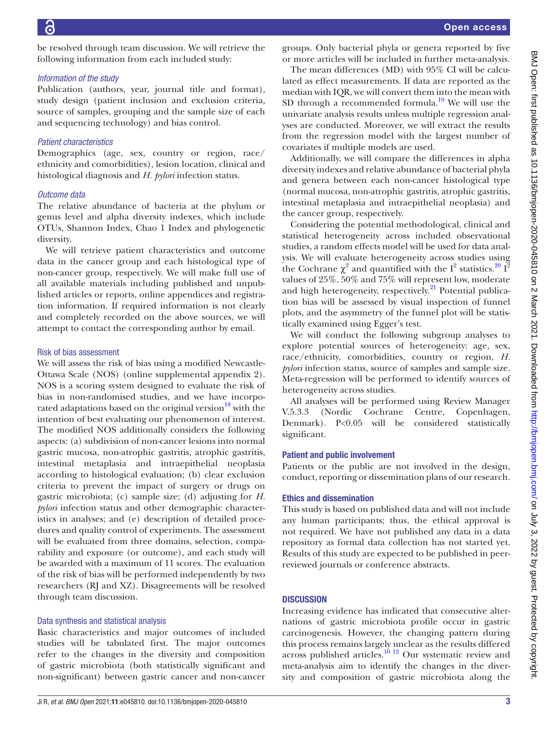be resolved through team discussion. We will retrieve the following information from each included study:

### *Information of the study*

Publication (authors, year, journal title and format), study design (patient inclusion and exclusion criteria, source of samples, grouping and the sample size of each and sequencing technology) and bias control.

### *Patient characteristics*

Demographics (age, sex, country or region, race/ethnicity and comorbidities), lesion location, clinical and histological diagnosis and *H. pylori* infection status.

### *Outcome data*

The relative abundance of bacteria at the phylum or genus level and alpha diversity indexes, which include OTUs, Shannon Index, Chao 1 Index and phylogenetic diversity.

We will retrieve patient characteristics and outcome data in the cancer group and each histological type of non-cancer group, respectively. We will make full use of all available materials including published and unpublished articles or reports, online appendices and registration information. If required information is not clearly and completely recorded on the above sources, we will attempt to contact the corresponding author by email.

## Risk of bias assessment

We will assess the risk of bias using a modified Newcastle-Ottawa Scale (NOS) (online supplemental appendix 2). NOS is a scoring system designed to evaluate the risk of bias in non-randomised studies, and we have incorporated adaptations based on the original version[18] with the intention of best evaluating our phenomenon of interest. The modified NOS additionally considers the following aspects: (a) subdivision of non-cancer lesions into normal gastric mucosa, non-atrophic gastritis, atrophic gastritis, intestinal metaplasia and intraepithelial neoplasia according to histological evaluation; (b) clear exclusion criteria to prevent the impact of surgery or drugs on gastric microbiota; (c) sample size; (d) adjusting for *H. pylori* infection status and other demographic characteristics in analyses; and (e) description of detailed procedures and quality control of experiments. The assessment will be evaluated from three domains, selection, comparability and exposure (or outcome), and each study will be awarded with a maximum of 11 scores. The evaluation of the risk of bias will be performed independently by two researchers (RJ and XZ). Disagreements will be resolved through team discussion.

## Data synthesis and statistical analysis

Basic characteristics and major outcomes of included studies will be tabulated first. The major outcomes refer to the changes in the diversity and composition of gastric microbiota (both statistically significant and non-significant) between gastric cancer and non-cancer groups. Only bacterial phyla or genera reported by five or more articles will be included in further meta-analysis.

The mean differences (MD) with 95% CI will be calculated as effect measurements. If data are reported as the median with IQR, we will convert them into the mean with SD through a recommended formula.[19] We will use the univariate analysis results unless multiple regression analyses are conducted. Moreover, we will extract the results from the regression model with the largest number of covariates if multiple models are used.

Additionally, we will compare the differences in alpha diversity indexes and relative abundance of bacterial phyla and genera between each non-cancer histological type (normal mucosa, non-atrophic gastritis, atrophic gastritis, intestinal metaplasia and intraepithelial neoplasia) and the cancer group, respectively.

Considering the potential methodological, clinical and statistical heterogeneity across included observational studies, a random effects model will be used for data analysis. We will evaluate heterogeneity across studies using the Cochrane $\chi^2$ and quantified with the $I^2$ statistics.[20] $I^2$ values of 25%, 50% and 75% will represent low, moderate and high heterogeneity, respectively.[21] Potential publication bias will be assessed by visual inspection of funnel plots, and the asymmetry of the funnel plot will be statistically examined using Egger's test.

We will conduct the following subgroup analyses to explore potential sources of heterogeneity: age, sex, race/ethnicity, comorbidities, country or region, *H. pylori* infection status, source of samples and sample size. Meta-regression will be performed to identify sources of heterogeneity across studies.

All analyses will be performed using Review Manager V.5.3.3 (Nordic Cochrane Centre, Copenhagen, Denmark). $P<0.05$ will be considered statistically significant.

## Patient and public involvement

Patients or the public are not involved in the design, conduct, reporting or dissemination plans of our research.

## Ethics and dissemination

This study is based on published data and will not include any human participants; thus, the ethical approval is not required. We have not published any data in a data repository as formal data collection has not started yet. Results of this study are expected to be published in peer-reviewed journals or conference abstracts.

# DISCUSSION

Increasing evidence has indicated that consecutive alternations of gastric microbiota profile occur in gastric carcinogenesis. However, the changing pattern during this process remains largely unclear as the results differed across published articles.[10,12] Our systematic review and meta-analysis aim to identify the changes in the diversity and composition of gastric microbiota along the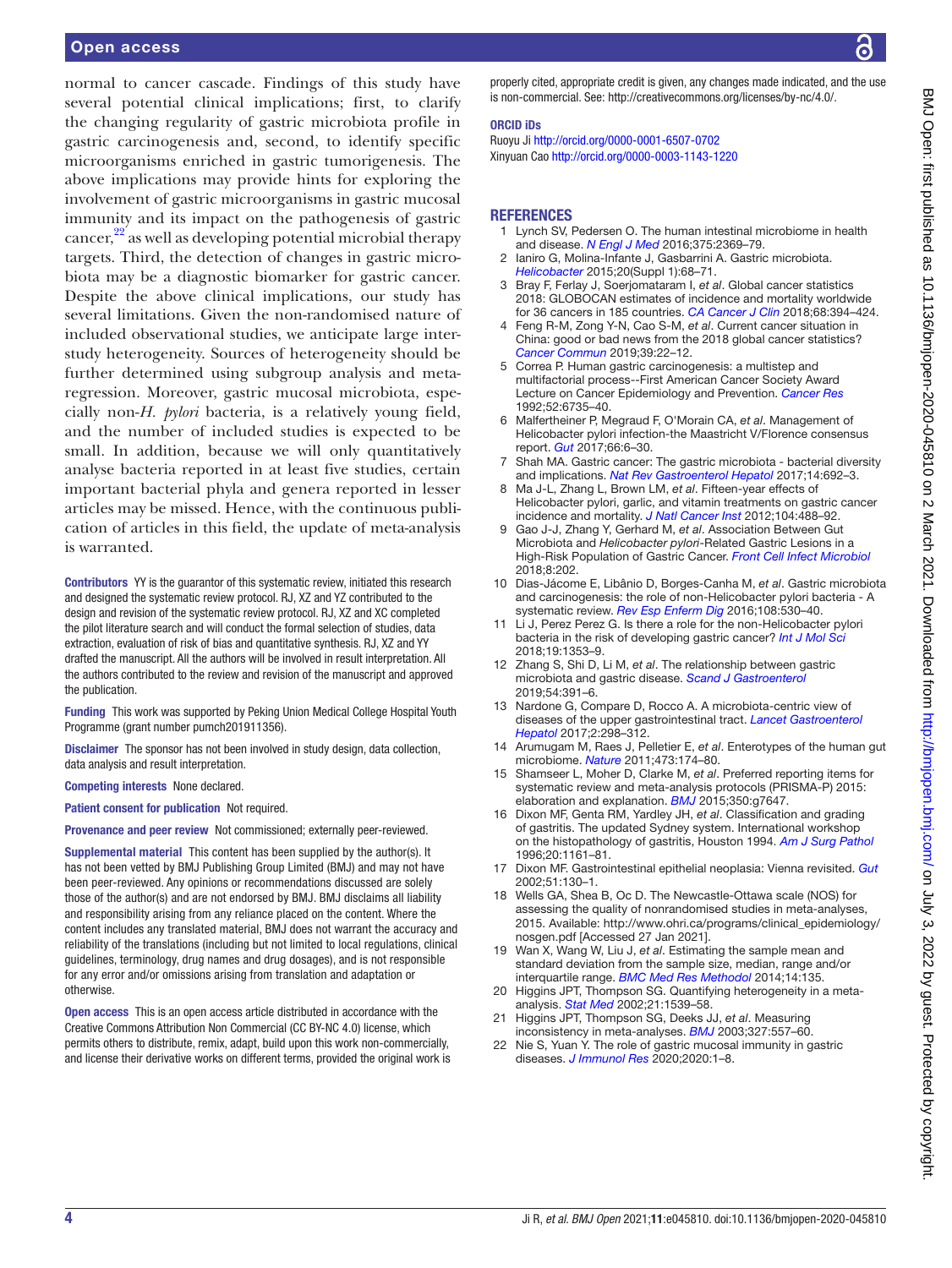normal to cancer cascade. Findings of this study have several potential clinical implications; first, to clarify the changing regularity of gastric microbiota profile in gastric carcinogenesis and, second, to identify specific microorganisms enriched in gastric tumorigenesis. The above implications may provide hints for exploring the involvement of gastric microorganisms in gastric mucosal immunity and its impact on the pathogenesis of gastric cancer,[22] as well as developing potential microbial therapy targets. Third, the detection of changes in gastric microbiota may be a diagnostic biomarker for gastric cancer. Despite the above clinical implications, our study has several limitations. Given the non-randomised nature of included observational studies, we anticipate large inter-study heterogeneity. Sources of heterogeneity should be further determined using subgroup analysis and meta-regression. Moreover, gastric mucosal microbiota, especially non-*H. pylori* bacteria, is a relatively young field, and the number of included studies is expected to be small. In addition, because we will only quantitatively analyse bacteria reported in at least five studies, certain important bacterial phyla and genera reported in lesser articles may be missed. Hence, with the continuous publication of articles in this field, the update of meta-analysis is warranted.

**Contributors** YY is the guarantor of this systematic review, initiated this research and designed the systematic review protocol. RJ, XZ and YZ contributed to the design and revision of the systematic review protocol. RJ, XZ and XC completed the pilot literature search and will conduct the formal selection of studies, data extraction, evaluation of risk of bias and quantitative synthesis. RJ, XZ and YY drafted the manuscript. All the authors will be involved in result interpretation. All the authors contributed to the review and revision of the manuscript and approved the publication.

**Funding** This work was supported by Peking Union Medical College Hospital Youth Programme (grant number pumch201911356).

**Disclaimer** The sponsor has not been involved in study design, data collection, data analysis and result interpretation.

**Competing interests** None declared.

**Patient consent for publication** Not required.

**Provenance and peer review** Not commissioned; externally peer-reviewed.

**Supplemental material** This content has been supplied by the author(s). It has not been vetted by BMJ Publishing Group Limited (BMJ) and may not have been peer-reviewed. Any opinions or recommendations discussed are solely those of the author(s) and are not endorsed by BMJ. BMJ disclaims all liability and responsibility arising from any reliance placed on the content. Where the content includes any translated material, BMJ does not warrant the accuracy and reliability of the translations (including but not limited to local regulations, clinical guidelines, terminology, drug names and drug dosages), and is not responsible for any error and/or omissions arising from translation and adaptation or otherwise.

**Open access** This is an open access article distributed in accordance with the Creative Commons Attribution Non Commercial (CC BY-NC 4.0) license, which permits others to distribute, remix, adapt, build upon this work non-commercially, and license their derivative works on different terms, provided the original work is properly cited, appropriate credit is given, any changes made indicated, and the use is non-commercial. See: http://creativecommons.org/licenses/by-nc/4.0/.

**ORCID iDs**

Ruoyu Ji http://orcid.org/0000-0001-6507-0702
Xinyuan Cao http://orcid.org/0000-0003-1143-1220

## REFERENCES

1. Lynch SV, Pedersen O. The human intestinal microbiome in health and disease. *N Engl J Med* 2016;375:2369–79.
2. Ianiro G, Molina-Infante J, Gasbarrini A. Gastric microbiota. *Helicobacter* 2015;20(Suppl 1):68–71.
3. Bray F, Ferlay J, Soerjomataram I, *et al*. Global cancer statistics 2018: GLOBOCAN estimates of incidence and mortality worldwide for 36 cancers in 185 countries. *CA Cancer J Clin* 2018;68:394–424.
4. Feng R-M, Zong Y-N, Cao S-M, *et al*. Current cancer situation in China: good or bad news from the 2018 global cancer statistics? *Cancer Commun* 2019;39:22–12.
5. Correa P. Human gastric carcinogenesis: a multistep and multifactorial process--First American Cancer Society Award Lecture on Cancer Epidemiology and Prevention. *Cancer Res* 1992;52:6735–40.
6. Malfertheiner P, Megraud F, O'Morain CA, *et al*. Management of Helicobacter pylori infection-the Maastricht V/Florence consensus report. *Gut* 2017;66:6–30.
7. Shah MA. Gastric cancer: The gastric microbiota - bacterial diversity and implications. *Nat Rev Gastroenterol Hepatol* 2017;14:692–3.
8. Ma J-L, Zhang L, Brown LM, *et al*. Fifteen-year effects of Helicobacter pylori, garlic, and vitamin treatments on gastric cancer incidence and mortality. *J Natl Cancer Inst* 2012;104:488–92.
9. Gao J-J, Zhang Y, Gerhard M, *et al*. Association Between Gut Microbiota and *Helicobacter pylori*-Related Gastric Lesions in a High-Risk Population of Gastric Cancer. *Front Cell Infect Microbiol* 2018;8:202.
10. Dias-Jácome E, Libânio D, Borges-Canha M, *et al*. Gastric microbiota and carcinogenesis: the role of non-Helicobacter pylori bacteria - A systematic review. *Rev Esp Enferm Dig* 2016;108:530–40.
11. Li J, Perez Perez G. Is there a role for the non-Helicobacter pylori bacteria in the risk of developing gastric cancer? *Int J Mol Sci* 2018;19:1353–9.
12. Zhang S, Shi D, Li M, *et al*. The relationship between gastric microbiota and gastric disease. *Scand J Gastroenterol* 2019;54:391–6.
13. Nardone G, Compare D, Rocco A. A microbiota-centric view of diseases of the upper gastrointestinal tract. *Lancet Gastroenterol Hepatol* 2017;2:298–312.
14. Arumugam M, Raes J, Pelletier E, *et al*. Enterotypes of the human gut microbiome. *Nature* 2011;473:174–80.
15. Shamseer L, Moher D, Clarke M, *et al*. Preferred reporting items for systematic review and meta-analysis protocols (PRISMA-P) 2015: elaboration and explanation. *BMJ* 2015;350:g7647.
16. Dixon MF, Genta RM, Yardley JH, *et al*. Classification and grading of gastritis. The updated Sydney system. International workshop on the histopathology of gastritis, Houston 1994. *Am J Surg Pathol* 1996;20:1161–81.
17. Dixon MF. Gastrointestinal epithelial neoplasia: Vienna revisited. *Gut* 2002;51:130–1.
18. Wells GA, Shea B, Oc D. The Newcastle-Ottawa scale (NOS) for assessing the quality of nonrandomised studies in meta-analyses, 2015. Available: http://www.ohri.ca/programs/clinical_epidemiology/nosgen.pdf [Accessed 27 Jan 2021].
19. Wan X, Wang W, Liu J, *et al*. Estimating the sample mean and standard deviation from the sample size, median, range and/or interquartile range. *BMC Med Res Methodol* 2014;14:135.
20. Higgins JPT, Thompson SG. Quantifying heterogeneity in a meta-analysis. *Stat Med* 2002;21:1539–58.
21. Higgins JPT, Thompson SG, Deeks JJ, *et al*. Measuring inconsistency in meta-analyses. *BMJ* 2003;327:557–60.
22. Nie S, Yuan Y. The role of gastric mucosal immunity in gastric diseases. *J Immunol Res* 2020;2020:1–8.